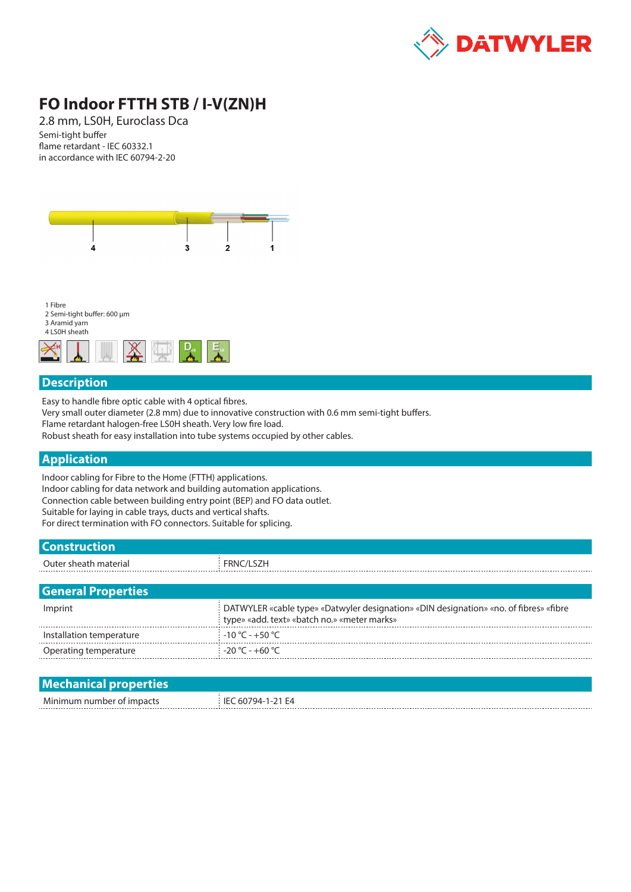# FO Indoor FTTH STB / I-V(ZN)H

2.8 mm, LS0H, Euroclass Dca
Semi-tight buffer
flame retardant - IEC 60332.1
in accordance with IEC 60794-2-20

4 3 2 1

1 Fibre
2 Semi-tight buffer: 600 µm
3 Aramid yarn
4 LS0H sheath

## Description

Easy to handle fibre optic cable with 4 optical fibres.
Very small outer diameter (2.8 mm) due to innovative construction with 0.6 mm semi-tight buffers.
Flame retardant halogen-free LS0H sheath. Very low fire load.
Robust sheath for easy installation into tube systems occupied by other cables.

## Application

Indoor cabling for Fibre to the Home (FTTH) applications.
Indoor cabling for data network and building automation applications.
Connection cable between building entry point (BEP) and FO data outlet.
Suitable for laying in cable trays, ducts and vertical shafts.
For direct termination with FO connectors. Suitable for splicing.

## Construction

| | |
|---|---|
| Outer sheath material | FRNC/LSZH |

## General Properties

| | |
|---|---|
| Imprint | DATWYLER «cable type» «Datwyler designation» «DIN designation» «no. of fibres» «fibre type» «add. text» «batch no.» «meter marks» |
| Installation temperature | -10 °C - +50 °C |
| Operating temperature | -20 °C - +60 °C |

## Mechanical properties

| | |
|---|---|
| Minimum number of impacts | IEC 60794-1-21 E4 |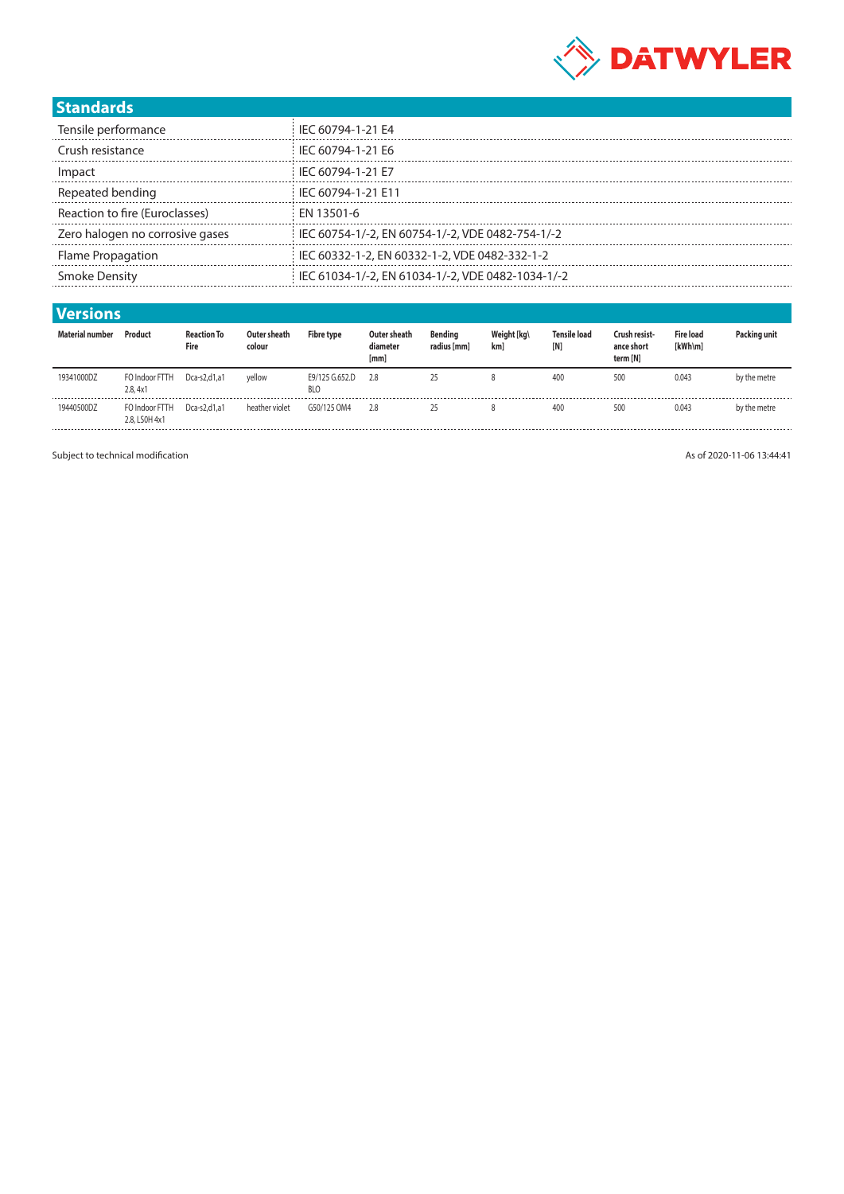## Standards

| | |
|---|---|
| Tensile performance | IEC 60794-1-21 E4 |
| Crush resistance | IEC 60794-1-21 E6 |
| Impact | IEC 60794-1-21 E7 |
| Repeated bending | IEC 60794-1-21 E11 |
| Reaction to fire (Euroclasses) | EN 13501-6 |
| Zero halogen no corrosive gases | IEC 60754-1/-2, EN 60754-1/-2, VDE 0482-754-1/-2 |
| Flame Propagation | IEC 60332-1-2, EN 60332-1-2, VDE 0482-332-1-2 |
| Smoke Density | IEC 61034-1/-2, EN 61034-1/-2, VDE 0482-1034-1/-2 |

## Versions

| Material number | Product | Reaction To Fire | Outer sheath colour | Fibre type | Outer sheath diameter [mm] | Bending radius [mm] | Weight [kg\km] | Tensile load [N] | Crush resist-ance short term [N] | Fire load [kWh\m] | Packing unit |
|---|---|---|---|---|---|---|---|---|---|---|---|
| 19341000DZ | FO Indoor FTTH 2.8, 4x1 | Dca-s2,d1,a1 | yellow | E9/125 G.652.D BLO | 2.8 | 25 | 8 | 400 | 500 | 0.043 | by the metre |
| 19440500DZ | FO Indoor FTTH 2.8, LS0H 4x1 | Dca-s2,d1,a1 | heather violet | G50/125 OM4 | 2.8 | 25 | 8 | 400 | 500 | 0.043 | by the metre |

Subject to technical modification

As of 2020-11-06 13:44:41